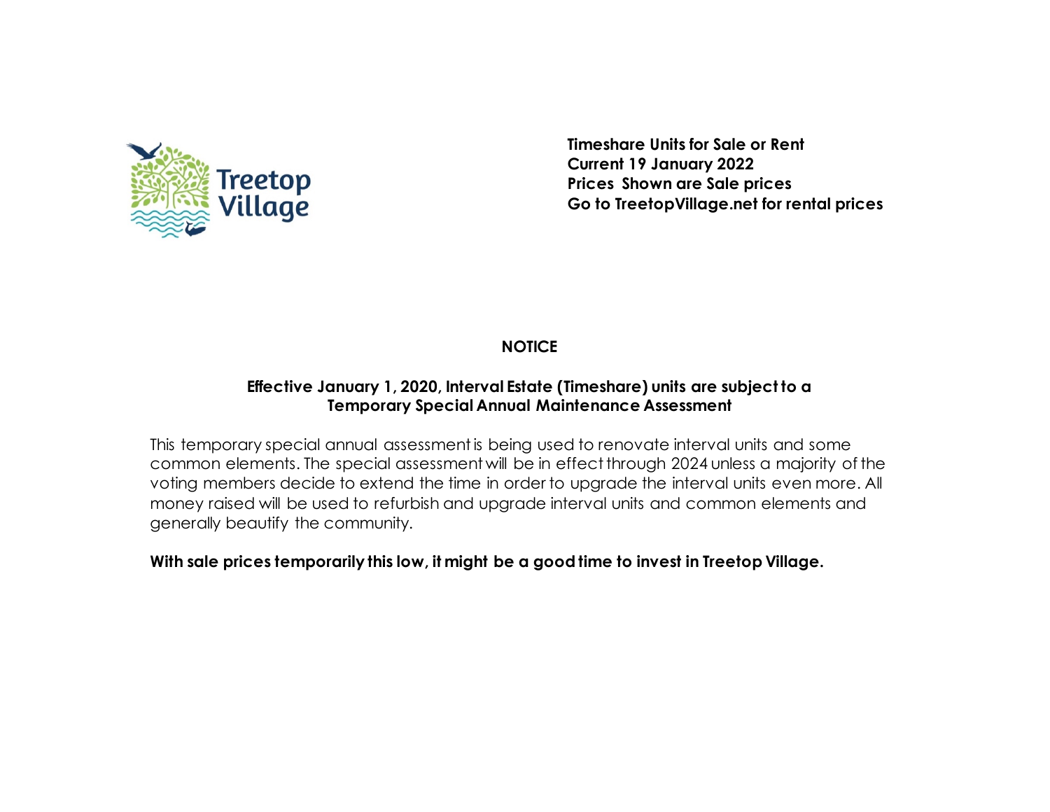Treetop Village

**Timeshare Units for Sale or Rent**
**Current 19 January 2022**
**Prices Shown are Sale prices**
**Go to TreetopVillage.net for rental prices**

## NOTICE

**Effective January 1, 2020, Interval Estate (Timeshare) units are subject to a Temporary Special Annual Maintenance Assessment**

This temporary special annual assessment is being used to renovate interval units and some common elements. The special assessment will be in effect through 2024 unless a majority of the voting members decide to extend the time in order to upgrade the interval units even more. All money raised will be used to refurbish and upgrade interval units and common elements and generally beautify the community.

**With sale prices temporarily this low, it might be a good time to invest in Treetop Village.**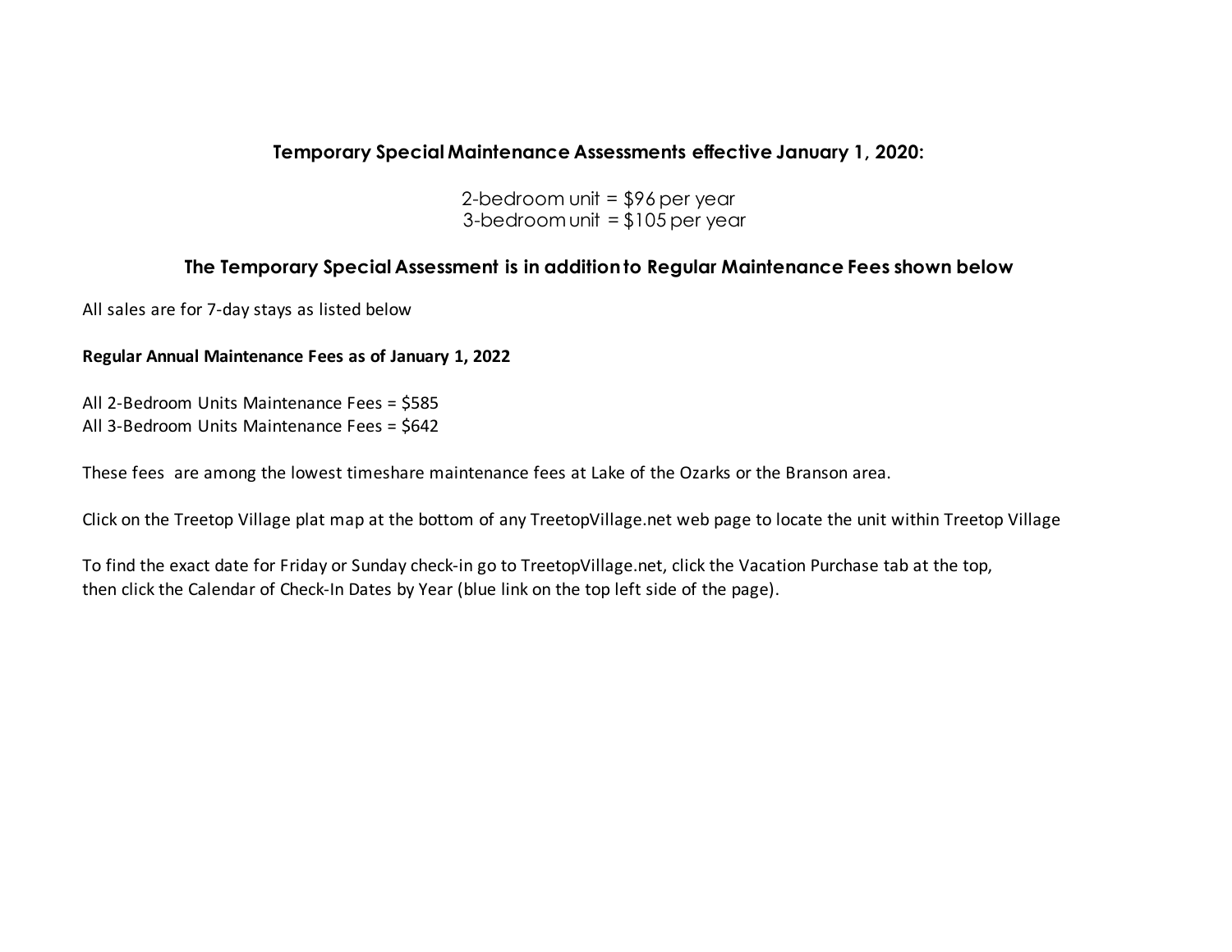## Temporary Special Maintenance Assessments effective January 1, 2020:

2-bedroom unit = $96 per year
3-bedroom unit = $105 per year

## The Temporary Special Assessment is in addition to Regular Maintenance Fees shown below

All sales are for 7-day stays as listed below

**Regular Annual Maintenance Fees as of January 1, 2022**

All 2-Bedroom Units Maintenance Fees = $585
All 3-Bedroom Units Maintenance Fees = $642

These fees are among the lowest timeshare maintenance fees at Lake of the Ozarks or the Branson area.

Click on the Treetop Village plat map at the bottom of any TreetopVillage.net web page to locate the unit within Treetop Village

To find the exact date for Friday or Sunday check-in go to TreetopVillage.net, click the Vacation Purchase tab at the top, then click the Calendar of Check-In Dates by Year (blue link on the top left side of the page).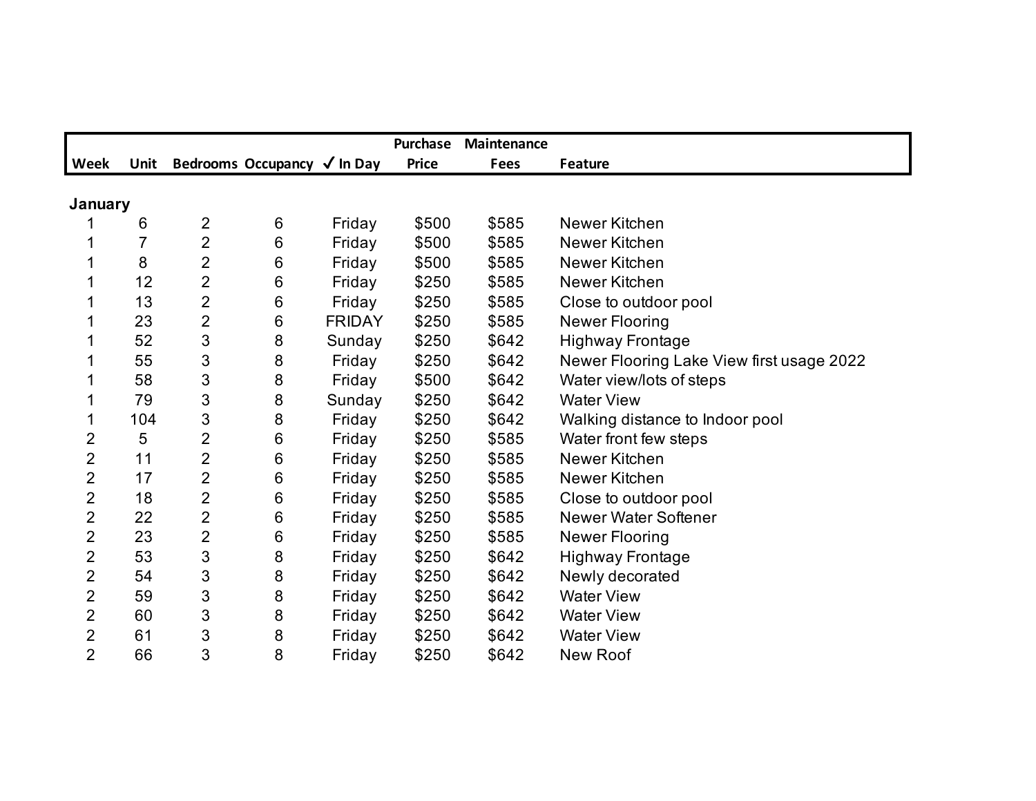| Week | Unit | Bedrooms | Occupancy | ✓ In Day | Purchase Price | Maintenance Fees | Feature |
|---|---|---|---|---|---|---|---|
| **January** | | | | | | | |
| 1 | 6 | 2 | 6 | Friday | $500 | $585 | Newer Kitchen |
| 1 | 7 | 2 | 6 | Friday | $500 | $585 | Newer Kitchen |
| 1 | 8 | 2 | 6 | Friday | $500 | $585 | Newer Kitchen |
| 1 | 12 | 2 | 6 | Friday | $250 | $585 | Newer Kitchen |
| 1 | 13 | 2 | 6 | Friday | $250 | $585 | Close to outdoor pool |
| 1 | 23 | 2 | 6 | FRIDAY | $250 | $585 | Newer Flooring |
| 1 | 52 | 3 | 8 | Sunday | $250 | $642 | Highway Frontage |
| 1 | 55 | 3 | 8 | Friday | $250 | $642 | Newer Flooring Lake View first usage 2022 |
| 1 | 58 | 3 | 8 | Friday | $500 | $642 | Water view/lots of steps |
| 1 | 79 | 3 | 8 | Sunday | $250 | $642 | Water View |
| 1 | 104 | 3 | 8 | Friday | $250 | $642 | Walking distance to Indoor pool |
| 2 | 5 | 2 | 6 | Friday | $250 | $585 | Water front few steps |
| 2 | 11 | 2 | 6 | Friday | $250 | $585 | Newer Kitchen |
| 2 | 17 | 2 | 6 | Friday | $250 | $585 | Newer Kitchen |
| 2 | 18 | 2 | 6 | Friday | $250 | $585 | Close to outdoor pool |
| 2 | 22 | 2 | 6 | Friday | $250 | $585 | Newer Water Softener |
| 2 | 23 | 2 | 6 | Friday | $250 | $585 | Newer Flooring |
| 2 | 53 | 3 | 8 | Friday | $250 | $642 | Highway Frontage |
| 2 | 54 | 3 | 8 | Friday | $250 | $642 | Newly decorated |
| 2 | 59 | 3 | 8 | Friday | $250 | $642 | Water View |
| 2 | 60 | 3 | 8 | Friday | $250 | $642 | Water View |
| 2 | 61 | 3 | 8 | Friday | $250 | $642 | Water View |
| 2 | 66 | 3 | 8 | Friday | $250 | $642 | New Roof |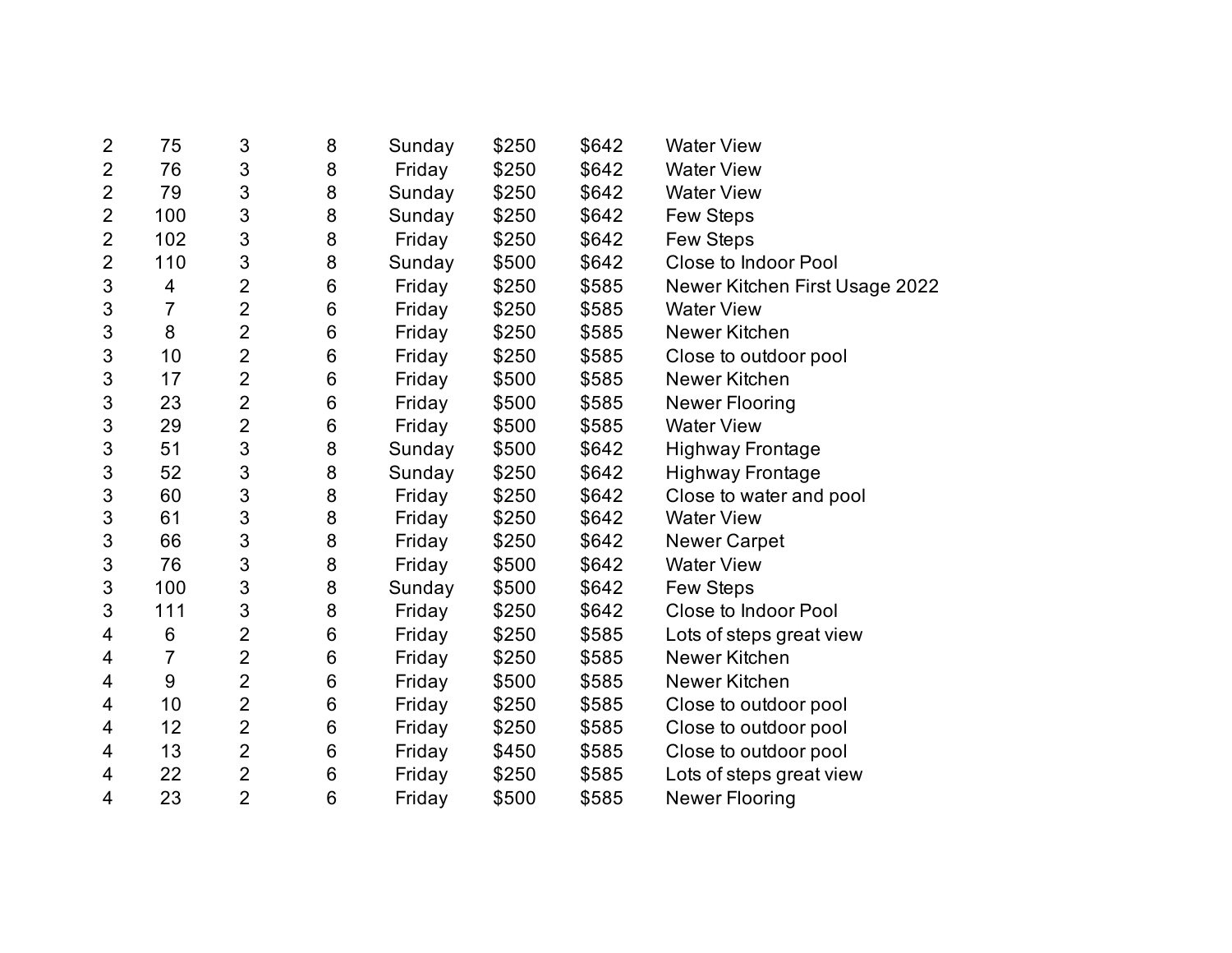| | | | | | | | |
|---|---|---|---|---|---|---|---|
| 2 | 75 | 3 | 8 | Sunday | $250 | $642 | Water View |
| 2 | 76 | 3 | 8 | Friday | $250 | $642 | Water View |
| 2 | 79 | 3 | 8 | Sunday | $250 | $642 | Water View |
| 2 | 100 | 3 | 8 | Sunday | $250 | $642 | Few Steps |
| 2 | 102 | 3 | 8 | Friday | $250 | $642 | Few Steps |
| 2 | 110 | 3 | 8 | Sunday | $500 | $642 | Close to Indoor Pool |
| 3 | 4 | 2 | 6 | Friday | $250 | $585 | Newer Kitchen First Usage 2022 |
| 3 | 7 | 2 | 6 | Friday | $250 | $585 | Water View |
| 3 | 8 | 2 | 6 | Friday | $250 | $585 | Newer Kitchen |
| 3 | 10 | 2 | 6 | Friday | $250 | $585 | Close to outdoor pool |
| 3 | 17 | 2 | 6 | Friday | $500 | $585 | Newer Kitchen |
| 3 | 23 | 2 | 6 | Friday | $500 | $585 | Newer Flooring |
| 3 | 29 | 2 | 6 | Friday | $500 | $585 | Water View |
| 3 | 51 | 3 | 8 | Sunday | $500 | $642 | Highway Frontage |
| 3 | 52 | 3 | 8 | Sunday | $250 | $642 | Highway Frontage |
| 3 | 60 | 3 | 8 | Friday | $250 | $642 | Close to water and pool |
| 3 | 61 | 3 | 8 | Friday | $250 | $642 | Water View |
| 3 | 66 | 3 | 8 | Friday | $250 | $642 | Newer Carpet |
| 3 | 76 | 3 | 8 | Friday | $500 | $642 | Water View |
| 3 | 100 | 3 | 8 | Sunday | $500 | $642 | Few Steps |
| 3 | 111 | 3 | 8 | Friday | $250 | $642 | Close to Indoor Pool |
| 4 | 6 | 2 | 6 | Friday | $250 | $585 | Lots of steps great view |
| 4 | 7 | 2 | 6 | Friday | $250 | $585 | Newer Kitchen |
| 4 | 9 | 2 | 6 | Friday | $500 | $585 | Newer Kitchen |
| 4 | 10 | 2 | 6 | Friday | $250 | $585 | Close to outdoor pool |
| 4 | 12 | 2 | 6 | Friday | $250 | $585 | Close to outdoor pool |
| 4 | 13 | 2 | 6 | Friday | $450 | $585 | Close to outdoor pool |
| 4 | 22 | 2 | 6 | Friday | $250 | $585 | Lots of steps great view |
| 4 | 23 | 2 | 6 | Friday | $500 | $585 | Newer Flooring |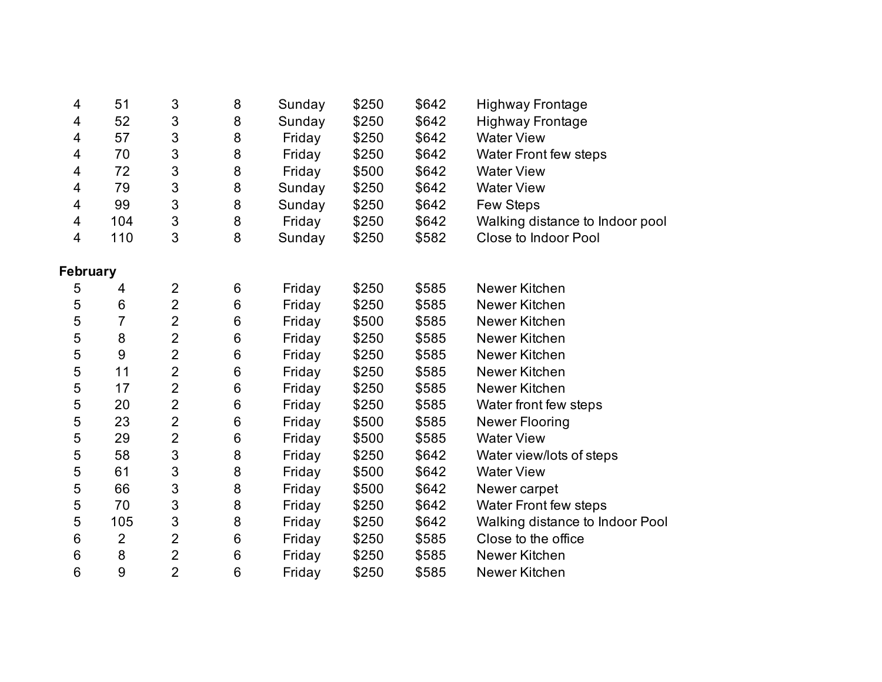| | | | | | | | |
|---|---|---|---|---|---|---|---|
| 4 | 51 | 3 | 8 | Sunday | $250 | $642 | Highway Frontage |
| 4 | 52 | 3 | 8 | Sunday | $250 | $642 | Highway Frontage |
| 4 | 57 | 3 | 8 | Friday | $250 | $642 | Water View |
| 4 | 70 | 3 | 8 | Friday | $250 | $642 | Water Front few steps |
| 4 | 72 | 3 | 8 | Friday | $500 | $642 | Water View |
| 4 | 79 | 3 | 8 | Sunday | $250 | $642 | Water View |
| 4 | 99 | 3 | 8 | Sunday | $250 | $642 | Few Steps |
| 4 | 104 | 3 | 8 | Friday | $250 | $642 | Walking distance to Indoor pool |
| 4 | 110 | 3 | 8 | Sunday | $250 | $582 | Close to Indoor Pool |

**February**

| | | | | | | | |
|---|---|---|---|---|---|---|---|
| 5 | 4 | 2 | 6 | Friday | $250 | $585 | Newer Kitchen |
| 5 | 6 | 2 | 6 | Friday | $250 | $585 | Newer Kitchen |
| 5 | 7 | 2 | 6 | Friday | $500 | $585 | Newer Kitchen |
| 5 | 8 | 2 | 6 | Friday | $250 | $585 | Newer Kitchen |
| 5 | 9 | 2 | 6 | Friday | $250 | $585 | Newer Kitchen |
| 5 | 11 | 2 | 6 | Friday | $250 | $585 | Newer Kitchen |
| 5 | 17 | 2 | 6 | Friday | $250 | $585 | Newer Kitchen |
| 5 | 20 | 2 | 6 | Friday | $250 | $585 | Water front few steps |
| 5 | 23 | 2 | 6 | Friday | $500 | $585 | Newer Flooring |
| 5 | 29 | 2 | 6 | Friday | $500 | $585 | Water View |
| 5 | 58 | 3 | 8 | Friday | $250 | $642 | Water view/lots of steps |
| 5 | 61 | 3 | 8 | Friday | $500 | $642 | Water View |
| 5 | 66 | 3 | 8 | Friday | $500 | $642 | Newer carpet |
| 5 | 70 | 3 | 8 | Friday | $250 | $642 | Water Front few steps |
| 5 | 105 | 3 | 8 | Friday | $250 | $642 | Walking distance to Indoor Pool |
| 6 | 2 | 2 | 6 | Friday | $250 | $585 | Close to the office |
| 6 | 8 | 2 | 6 | Friday | $250 | $585 | Newer Kitchen |
| 6 | 9 | 2 | 6 | Friday | $250 | $585 | Newer Kitchen |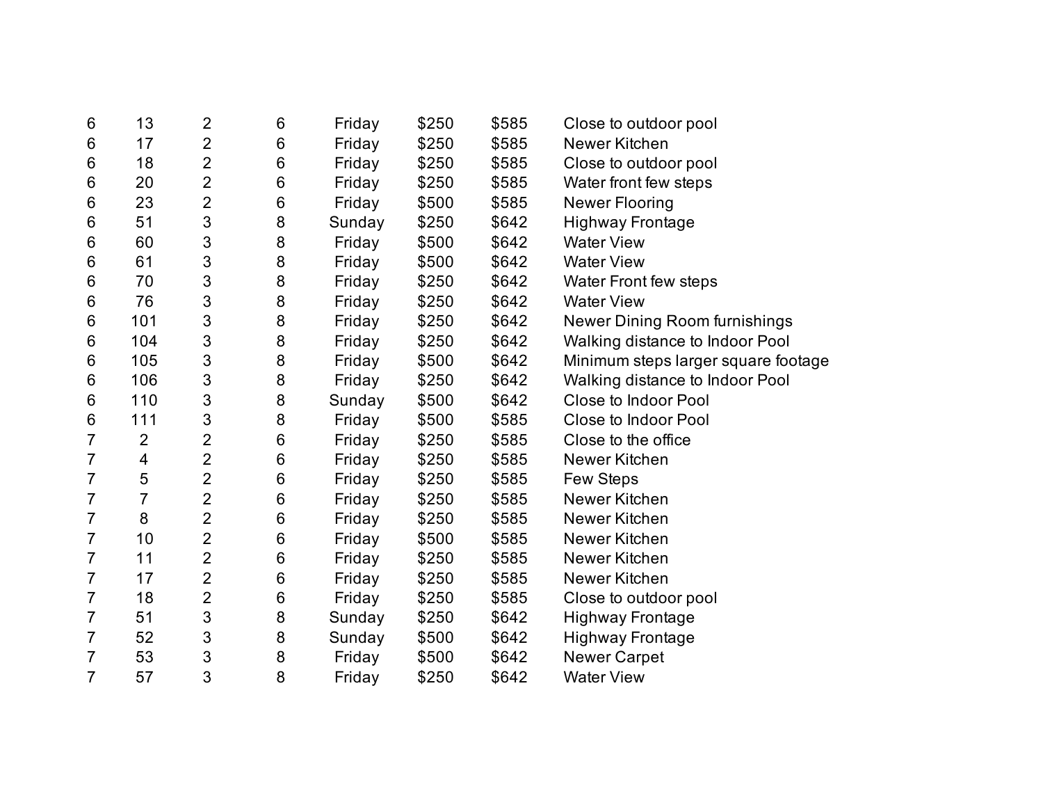| | | | | | | | |
|---|---|---|---|---|---|---|---|
| 6 | 13 | 2 | 6 | Friday | $250 | $585 | Close to outdoor pool |
| 6 | 17 | 2 | 6 | Friday | $250 | $585 | Newer Kitchen |
| 6 | 18 | 2 | 6 | Friday | $250 | $585 | Close to outdoor pool |
| 6 | 20 | 2 | 6 | Friday | $250 | $585 | Water front few steps |
| 6 | 23 | 2 | 6 | Friday | $500 | $585 | Newer Flooring |
| 6 | 51 | 3 | 8 | Sunday | $250 | $642 | Highway Frontage |
| 6 | 60 | 3 | 8 | Friday | $500 | $642 | Water View |
| 6 | 61 | 3 | 8 | Friday | $500 | $642 | Water View |
| 6 | 70 | 3 | 8 | Friday | $250 | $642 | Water Front few steps |
| 6 | 76 | 3 | 8 | Friday | $250 | $642 | Water View |
| 6 | 101 | 3 | 8 | Friday | $250 | $642 | Newer Dining Room furnishings |
| 6 | 104 | 3 | 8 | Friday | $250 | $642 | Walking distance to Indoor Pool |
| 6 | 105 | 3 | 8 | Friday | $500 | $642 | Minimum steps larger square footage |
| 6 | 106 | 3 | 8 | Friday | $250 | $642 | Walking distance to Indoor Pool |
| 6 | 110 | 3 | 8 | Sunday | $500 | $642 | Close to Indoor Pool |
| 6 | 111 | 3 | 8 | Friday | $500 | $585 | Close to Indoor Pool |
| 7 | 2 | 2 | 6 | Friday | $250 | $585 | Close to the office |
| 7 | 4 | 2 | 6 | Friday | $250 | $585 | Newer Kitchen |
| 7 | 5 | 2 | 6 | Friday | $250 | $585 | Few Steps |
| 7 | 7 | 2 | 6 | Friday | $250 | $585 | Newer Kitchen |
| 7 | 8 | 2 | 6 | Friday | $250 | $585 | Newer Kitchen |
| 7 | 10 | 2 | 6 | Friday | $500 | $585 | Newer Kitchen |
| 7 | 11 | 2 | 6 | Friday | $250 | $585 | Newer Kitchen |
| 7 | 17 | 2 | 6 | Friday | $250 | $585 | Newer Kitchen |
| 7 | 18 | 2 | 6 | Friday | $250 | $585 | Close to outdoor pool |
| 7 | 51 | 3 | 8 | Sunday | $250 | $642 | Highway Frontage |
| 7 | 52 | 3 | 8 | Sunday | $500 | $642 | Highway Frontage |
| 7 | 53 | 3 | 8 | Friday | $500 | $642 | Newer Carpet |
| 7 | 57 | 3 | 8 | Friday | $250 | $642 | Water View |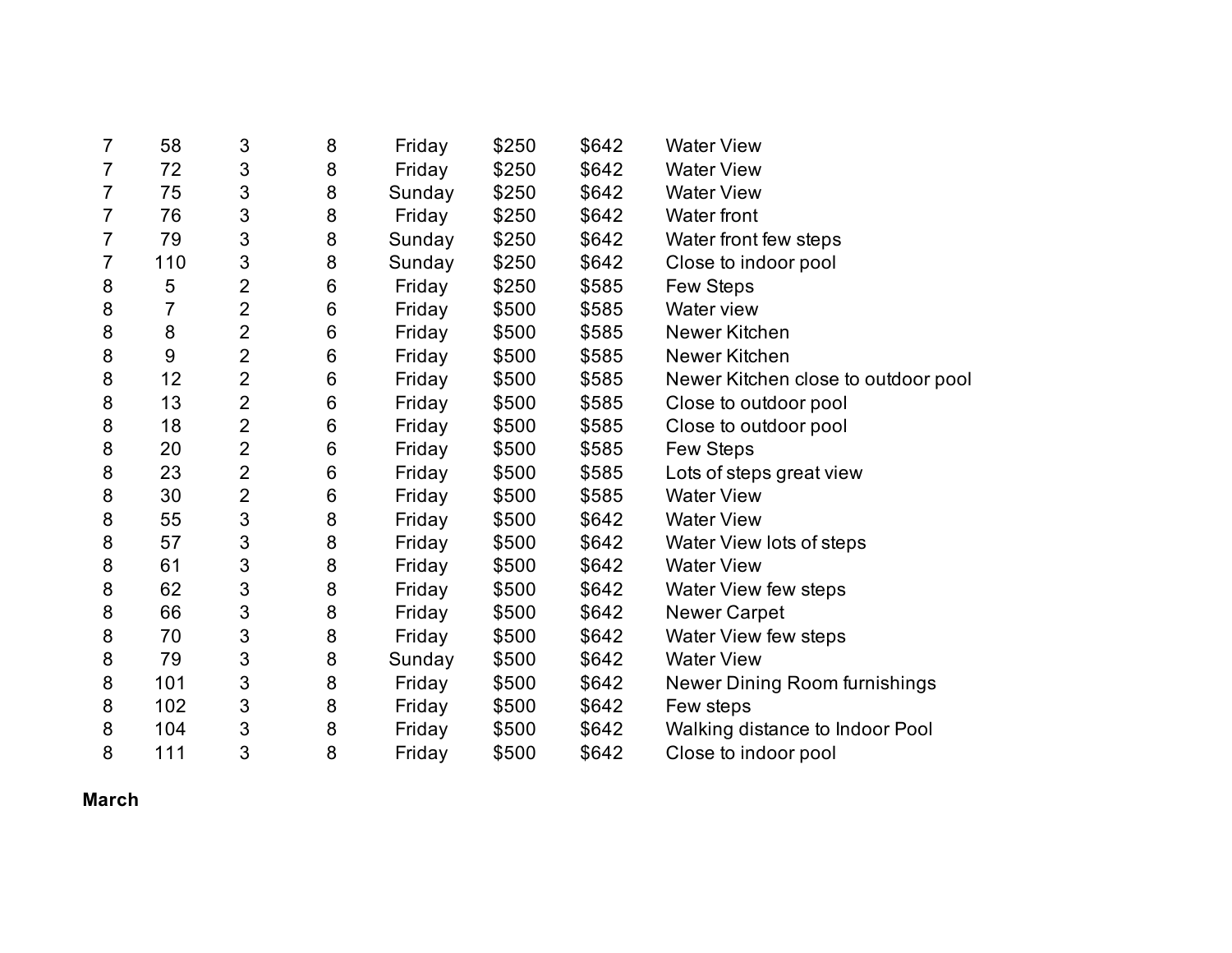| | | | | | | | |
|---|---|---|---|---|---|---|---|
| 7 | 58 | 3 | 8 | Friday | $250 | $642 | Water View |
| 7 | 72 | 3 | 8 | Friday | $250 | $642 | Water View |
| 7 | 75 | 3 | 8 | Sunday | $250 | $642 | Water View |
| 7 | 76 | 3 | 8 | Friday | $250 | $642 | Water front |
| 7 | 79 | 3 | 8 | Sunday | $250 | $642 | Water front few steps |
| 7 | 110 | 3 | 8 | Sunday | $250 | $642 | Close to indoor pool |
| 8 | 5 | 2 | 6 | Friday | $250 | $585 | Few Steps |
| 8 | 7 | 2 | 6 | Friday | $500 | $585 | Water view |
| 8 | 8 | 2 | 6 | Friday | $500 | $585 | Newer Kitchen |
| 8 | 9 | 2 | 6 | Friday | $500 | $585 | Newer Kitchen |
| 8 | 12 | 2 | 6 | Friday | $500 | $585 | Newer Kitchen close to outdoor pool |
| 8 | 13 | 2 | 6 | Friday | $500 | $585 | Close to outdoor pool |
| 8 | 18 | 2 | 6 | Friday | $500 | $585 | Close to outdoor pool |
| 8 | 20 | 2 | 6 | Friday | $500 | $585 | Few Steps |
| 8 | 23 | 2 | 6 | Friday | $500 | $585 | Lots of steps great view |
| 8 | 30 | 2 | 6 | Friday | $500 | $585 | Water View |
| 8 | 55 | 3 | 8 | Friday | $500 | $642 | Water View |
| 8 | 57 | 3 | 8 | Friday | $500 | $642 | Water View lots of steps |
| 8 | 61 | 3 | 8 | Friday | $500 | $642 | Water View |
| 8 | 62 | 3 | 8 | Friday | $500 | $642 | Water View few steps |
| 8 | 66 | 3 | 8 | Friday | $500 | $642 | Newer Carpet |
| 8 | 70 | 3 | 8 | Friday | $500 | $642 | Water View few steps |
| 8 | 79 | 3 | 8 | Sunday | $500 | $642 | Water View |
| 8 | 101 | 3 | 8 | Friday | $500 | $642 | Newer Dining Room furnishings |
| 8 | 102 | 3 | 8 | Friday | $500 | $642 | Few steps |
| 8 | 104 | 3 | 8 | Friday | $500 | $642 | Walking distance to Indoor Pool |
| 8 | 111 | 3 | 8 | Friday | $500 | $642 | Close to indoor pool |

**March**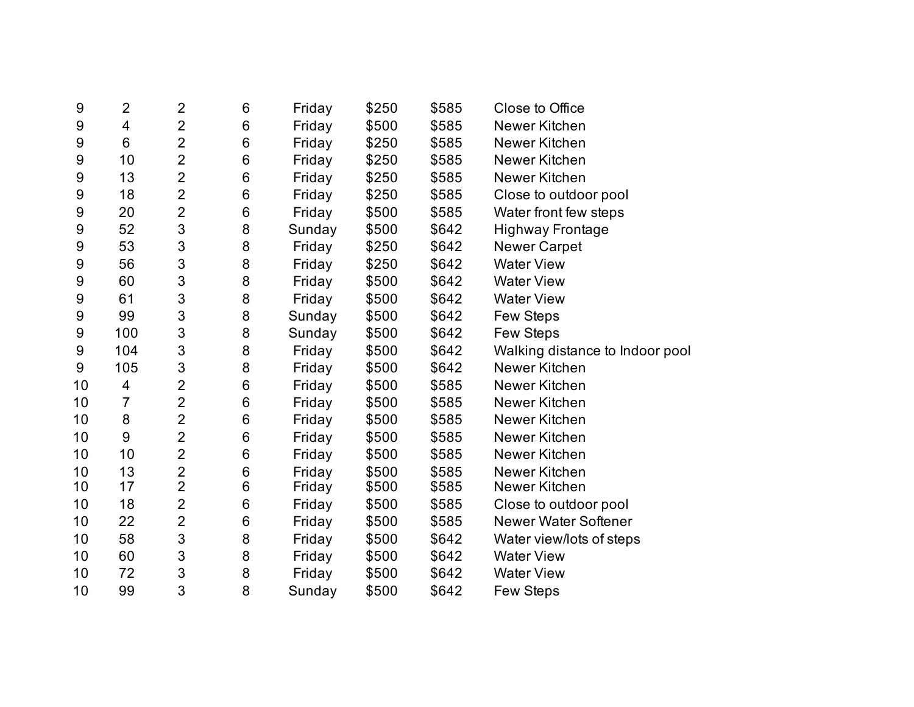| | | | | | | | |
|---|---|---|---|---|---|---|---|
| 9 | 2 | 2 | 6 | Friday | $250 | $585 | Close to Office |
| 9 | 4 | 2 | 6 | Friday | $500 | $585 | Newer Kitchen |
| 9 | 6 | 2 | 6 | Friday | $250 | $585 | Newer Kitchen |
| 9 | 10 | 2 | 6 | Friday | $250 | $585 | Newer Kitchen |
| 9 | 13 | 2 | 6 | Friday | $250 | $585 | Newer Kitchen |
| 9 | 18 | 2 | 6 | Friday | $250 | $585 | Close to outdoor pool |
| 9 | 20 | 2 | 6 | Friday | $500 | $585 | Water front few steps |
| 9 | 52 | 3 | 8 | Sunday | $500 | $642 | Highway Frontage |
| 9 | 53 | 3 | 8 | Friday | $250 | $642 | Newer Carpet |
| 9 | 56 | 3 | 8 | Friday | $250 | $642 | Water View |
| 9 | 60 | 3 | 8 | Friday | $500 | $642 | Water View |
| 9 | 61 | 3 | 8 | Friday | $500 | $642 | Water View |
| 9 | 99 | 3 | 8 | Sunday | $500 | $642 | Few Steps |
| 9 | 100 | 3 | 8 | Sunday | $500 | $642 | Few Steps |
| 9 | 104 | 3 | 8 | Friday | $500 | $642 | Walking distance to Indoor pool |
| 9 | 105 | 3 | 8 | Friday | $500 | $642 | Newer Kitchen |
| 10 | 4 | 2 | 6 | Friday | $500 | $585 | Newer Kitchen |
| 10 | 7 | 2 | 6 | Friday | $500 | $585 | Newer Kitchen |
| 10 | 8 | 2 | 6 | Friday | $500 | $585 | Newer Kitchen |
| 10 | 9 | 2 | 6 | Friday | $500 | $585 | Newer Kitchen |
| 10 | 10 | 2 | 6 | Friday | $500 | $585 | Newer Kitchen |
| 10 | 13 | 2 | 6 | Friday | $500 | $585 | Newer Kitchen |
| 10 | 17 | 2 | 6 | Friday | $500 | $585 | Newer Kitchen |
| 10 | 18 | 2 | 6 | Friday | $500 | $585 | Close to outdoor pool |
| 10 | 22 | 2 | 6 | Friday | $500 | $585 | Newer Water Softener |
| 10 | 58 | 3 | 8 | Friday | $500 | $642 | Water view/lots of steps |
| 10 | 60 | 3 | 8 | Friday | $500 | $642 | Water View |
| 10 | 72 | 3 | 8 | Friday | $500 | $642 | Water View |
| 10 | 99 | 3 | 8 | Sunday | $500 | $642 | Few Steps |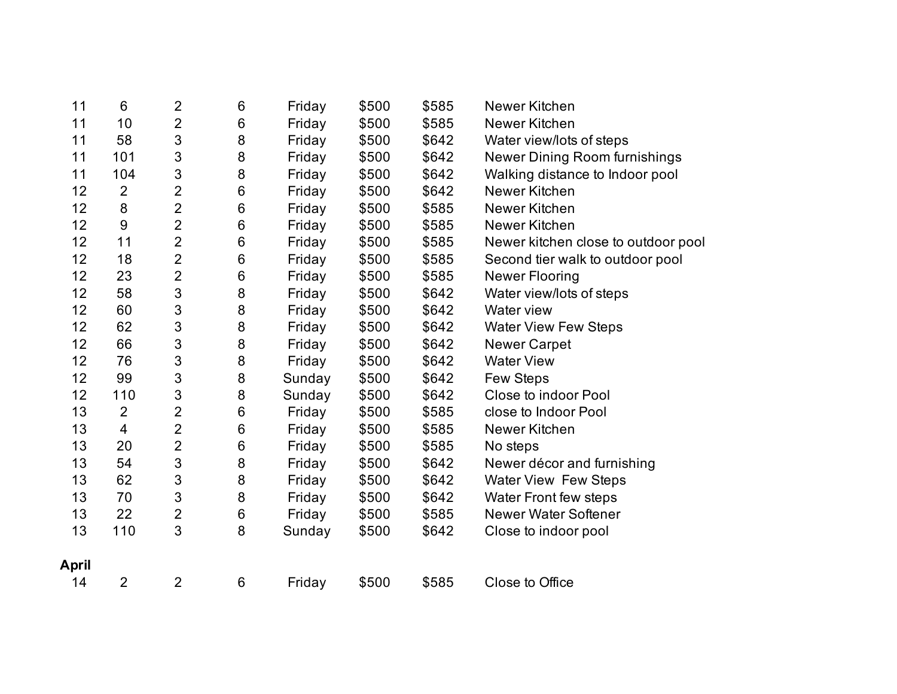| | | | | | | | |
|---|---|---|---|---|---|---|---|
| 11 | 6 | 2 | 6 | Friday | $500 | $585 | Newer Kitchen |
| 11 | 10 | 2 | 6 | Friday | $500 | $585 | Newer Kitchen |
| 11 | 58 | 3 | 8 | Friday | $500 | $642 | Water view/lots of steps |
| 11 | 101 | 3 | 8 | Friday | $500 | $642 | Newer Dining Room furnishings |
| 11 | 104 | 3 | 8 | Friday | $500 | $642 | Walking distance to Indoor pool |
| 12 | 2 | 2 | 6 | Friday | $500 | $642 | Newer Kitchen |
| 12 | 8 | 2 | 6 | Friday | $500 | $585 | Newer Kitchen |
| 12 | 9 | 2 | 6 | Friday | $500 | $585 | Newer Kitchen |
| 12 | 11 | 2 | 6 | Friday | $500 | $585 | Newer kitchen close to outdoor pool |
| 12 | 18 | 2 | 6 | Friday | $500 | $585 | Second tier walk to outdoor pool |
| 12 | 23 | 2 | 6 | Friday | $500 | $585 | Newer Flooring |
| 12 | 58 | 3 | 8 | Friday | $500 | $642 | Water view/lots of steps |
| 12 | 60 | 3 | 8 | Friday | $500 | $642 | Water view |
| 12 | 62 | 3 | 8 | Friday | $500 | $642 | Water View Few Steps |
| 12 | 66 | 3 | 8 | Friday | $500 | $642 | Newer Carpet |
| 12 | 76 | 3 | 8 | Friday | $500 | $642 | Water View |
| 12 | 99 | 3 | 8 | Sunday | $500 | $642 | Few Steps |
| 12 | 110 | 3 | 8 | Sunday | $500 | $642 | Close to indoor Pool |
| 13 | 2 | 2 | 6 | Friday | $500 | $585 | close to Indoor Pool |
| 13 | 4 | 2 | 6 | Friday | $500 | $585 | Newer Kitchen |
| 13 | 20 | 2 | 6 | Friday | $500 | $585 | No steps |
| 13 | 54 | 3 | 8 | Friday | $500 | $642 | Newer décor and furnishing |
| 13 | 62 | 3 | 8 | Friday | $500 | $642 | Water View Few Steps |
| 13 | 70 | 3 | 8 | Friday | $500 | $642 | Water Front few steps |
| 13 | 22 | 2 | 6 | Friday | $500 | $585 | Newer Water Softener |
| 13 | 110 | 3 | 8 | Sunday | $500 | $642 | Close to indoor pool |

**April**

| | | | | | | | |
|---|---|---|---|---|---|---|---|
| 14 | 2 | 2 | 6 | Friday | $500 | $585 | Close to Office |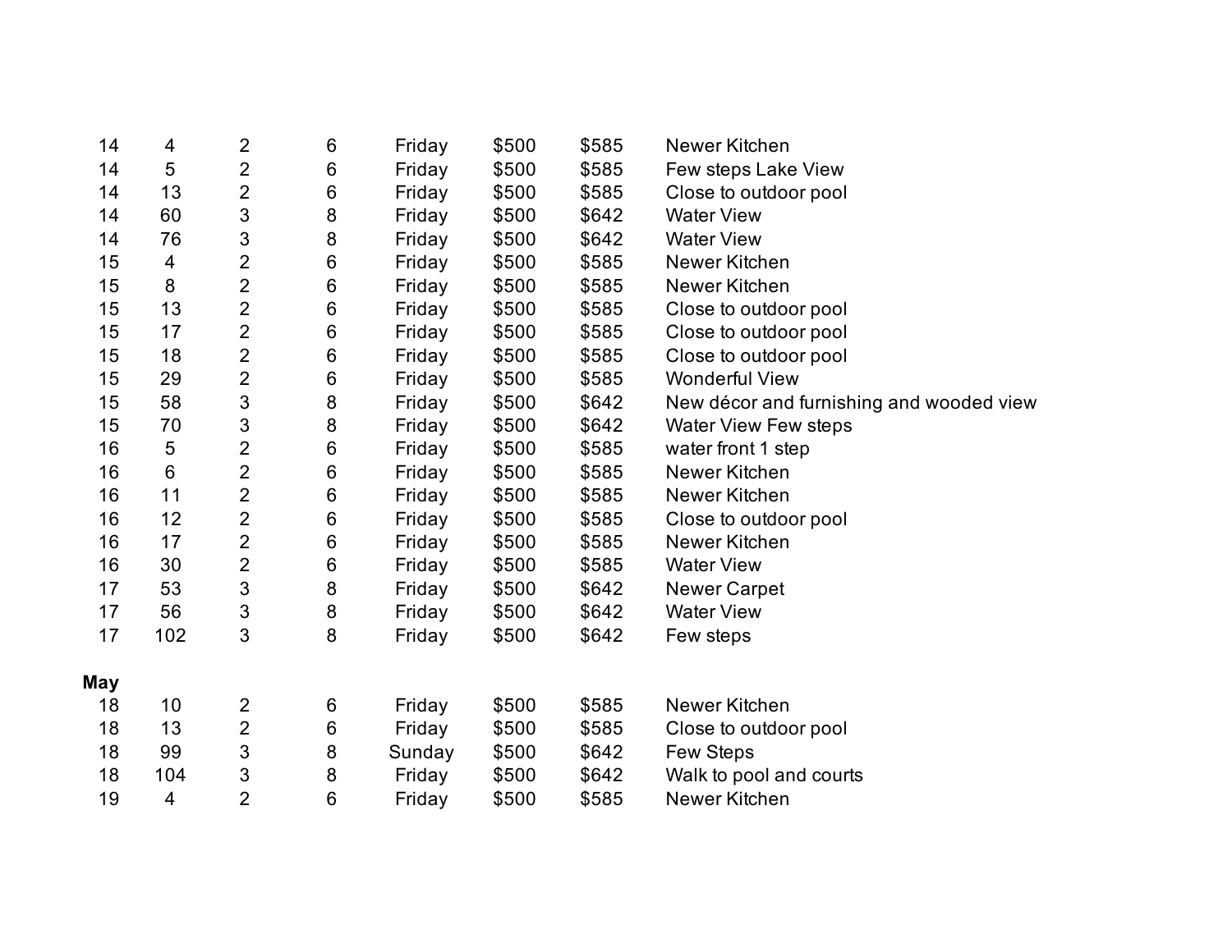| | | | | | | | |
|---|---|---|---|---|---|---|---|
| 14 | 4 | 2 | 6 | Friday | $500 | $585 | Newer Kitchen |
| 14 | 5 | 2 | 6 | Friday | $500 | $585 | Few steps Lake View |
| 14 | 13 | 2 | 6 | Friday | $500 | $585 | Close to outdoor pool |
| 14 | 60 | 3 | 8 | Friday | $500 | $642 | Water View |
| 14 | 76 | 3 | 8 | Friday | $500 | $642 | Water View |
| 15 | 4 | 2 | 6 | Friday | $500 | $585 | Newer Kitchen |
| 15 | 8 | 2 | 6 | Friday | $500 | $585 | Newer Kitchen |
| 15 | 13 | 2 | 6 | Friday | $500 | $585 | Close to outdoor pool |
| 15 | 17 | 2 | 6 | Friday | $500 | $585 | Close to outdoor pool |
| 15 | 18 | 2 | 6 | Friday | $500 | $585 | Close to outdoor pool |
| 15 | 29 | 2 | 6 | Friday | $500 | $585 | Wonderful View |
| 15 | 58 | 3 | 8 | Friday | $500 | $642 | New décor and furnishing and wooded view |
| 15 | 70 | 3 | 8 | Friday | $500 | $642 | Water View Few steps |
| 16 | 5 | 2 | 6 | Friday | $500 | $585 | water front 1 step |
| 16 | 6 | 2 | 6 | Friday | $500 | $585 | Newer Kitchen |
| 16 | 11 | 2 | 6 | Friday | $500 | $585 | Newer Kitchen |
| 16 | 12 | 2 | 6 | Friday | $500 | $585 | Close to outdoor pool |
| 16 | 17 | 2 | 6 | Friday | $500 | $585 | Newer Kitchen |
| 16 | 30 | 2 | 6 | Friday | $500 | $585 | Water View |
| 17 | 53 | 3 | 8 | Friday | $500 | $642 | Newer Carpet |
| 17 | 56 | 3 | 8 | Friday | $500 | $642 | Water View |
| 17 | 102 | 3 | 8 | Friday | $500 | $642 | Few steps |
| **May** | | | | | | | |
| 18 | 10 | 2 | 6 | Friday | $500 | $585 | Newer Kitchen |
| 18 | 13 | 2 | 6 | Friday | $500 | $585 | Close to outdoor pool |
| 18 | 99 | 3 | 8 | Sunday | $500 | $642 | Few Steps |
| 18 | 104 | 3 | 8 | Friday | $500 | $642 | Walk to pool and courts |
| 19 | 4 | 2 | 6 | Friday | $500 | $585 | Newer Kitchen |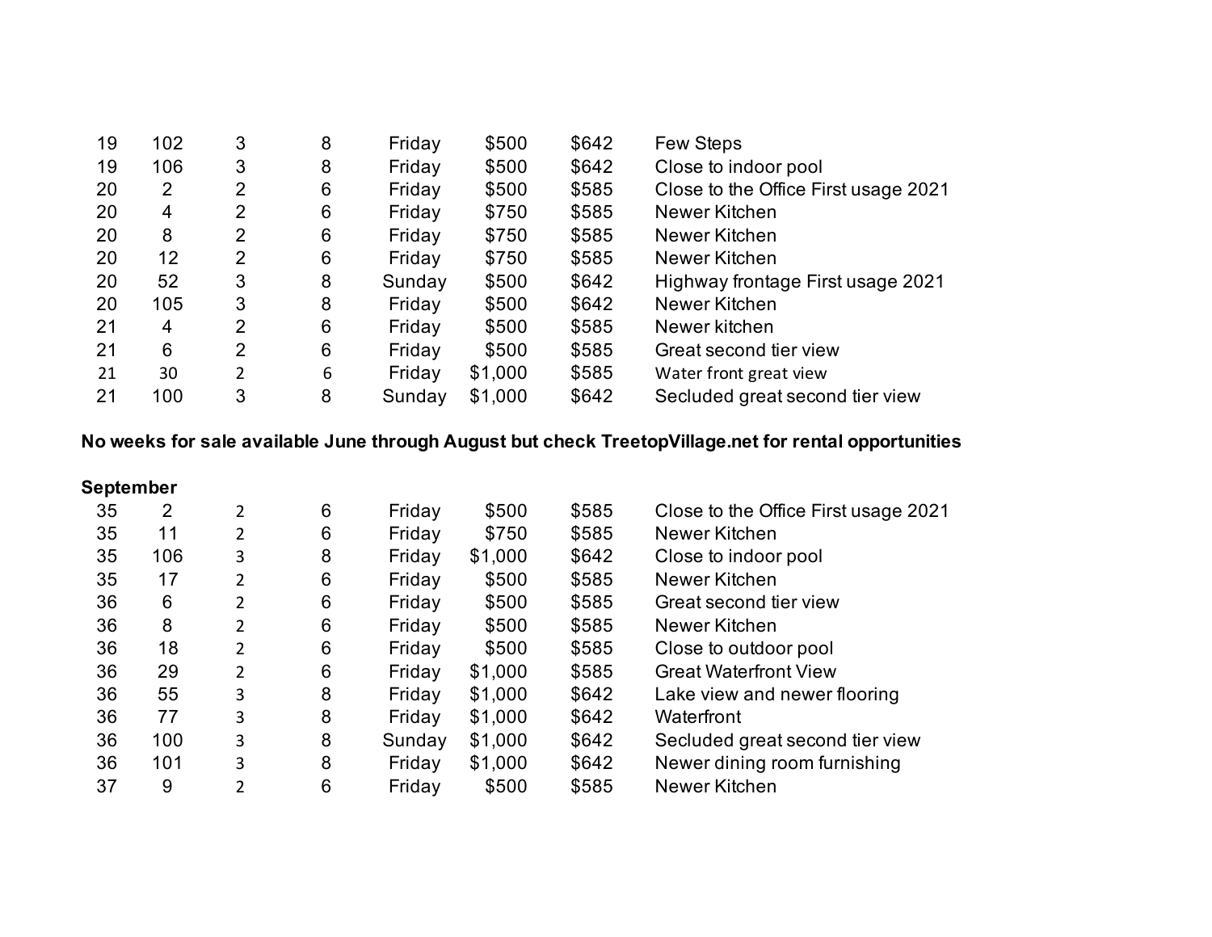| | | | | | | | |
|---|---|---|---|---|---|---|---|
| 19 | 102 | 3 | 8 | Friday | $500 | $642 | Few Steps |
| 19 | 106 | 3 | 8 | Friday | $500 | $642 | Close to indoor pool |
| 20 | 2 | 2 | 6 | Friday | $500 | $585 | Close to the Office First usage 2021 |
| 20 | 4 | 2 | 6 | Friday | $750 | $585 | Newer Kitchen |
| 20 | 8 | 2 | 6 | Friday | $750 | $585 | Newer Kitchen |
| 20 | 12 | 2 | 6 | Friday | $750 | $585 | Newer Kitchen |
| 20 | 52 | 3 | 8 | Sunday | $500 | $642 | Highway frontage First usage 2021 |
| 20 | 105 | 3 | 8 | Friday | $500 | $642 | Newer Kitchen |
| 21 | 4 | 2 | 6 | Friday | $500 | $585 | Newer kitchen |
| 21 | 6 | 2 | 6 | Friday | $500 | $585 | Great second tier view |
| 21 | 30 | 2 | 6 | Friday | $1,000 | $585 | Water front great view |
| 21 | 100 | 3 | 8 | Sunday | $1,000 | $642 | Secluded great second tier view |

**No weeks for sale available June through August but check TreetopVillage.net for rental opportunities**

**September**

| | | | | | | | |
|---|---|---|---|---|---|---|---|
| 35 | 2 | 2 | 6 | Friday | $500 | $585 | Close to the Office First usage 2021 |
| 35 | 11 | 2 | 6 | Friday | $750 | $585 | Newer Kitchen |
| 35 | 106 | 3 | 8 | Friday | $1,000 | $642 | Close to indoor pool |
| 35 | 17 | 2 | 6 | Friday | $500 | $585 | Newer Kitchen |
| 36 | 6 | 2 | 6 | Friday | $500 | $585 | Great second tier view |
| 36 | 8 | 2 | 6 | Friday | $500 | $585 | Newer Kitchen |
| 36 | 18 | 2 | 6 | Friday | $500 | $585 | Close to outdoor pool |
| 36 | 29 | 2 | 6 | Friday | $1,000 | $585 | Great Waterfront View |
| 36 | 55 | 3 | 8 | Friday | $1,000 | $642 | Lake view and newer flooring |
| 36 | 77 | 3 | 8 | Friday | $1,000 | $642 | Waterfront |
| 36 | 100 | 3 | 8 | Sunday | $1,000 | $642 | Secluded great second tier view |
| 36 | 101 | 3 | 8 | Friday | $1,000 | $642 | Newer dining room furnishing |
| 37 | 9 | 2 | 6 | Friday | $500 | $585 | Newer Kitchen |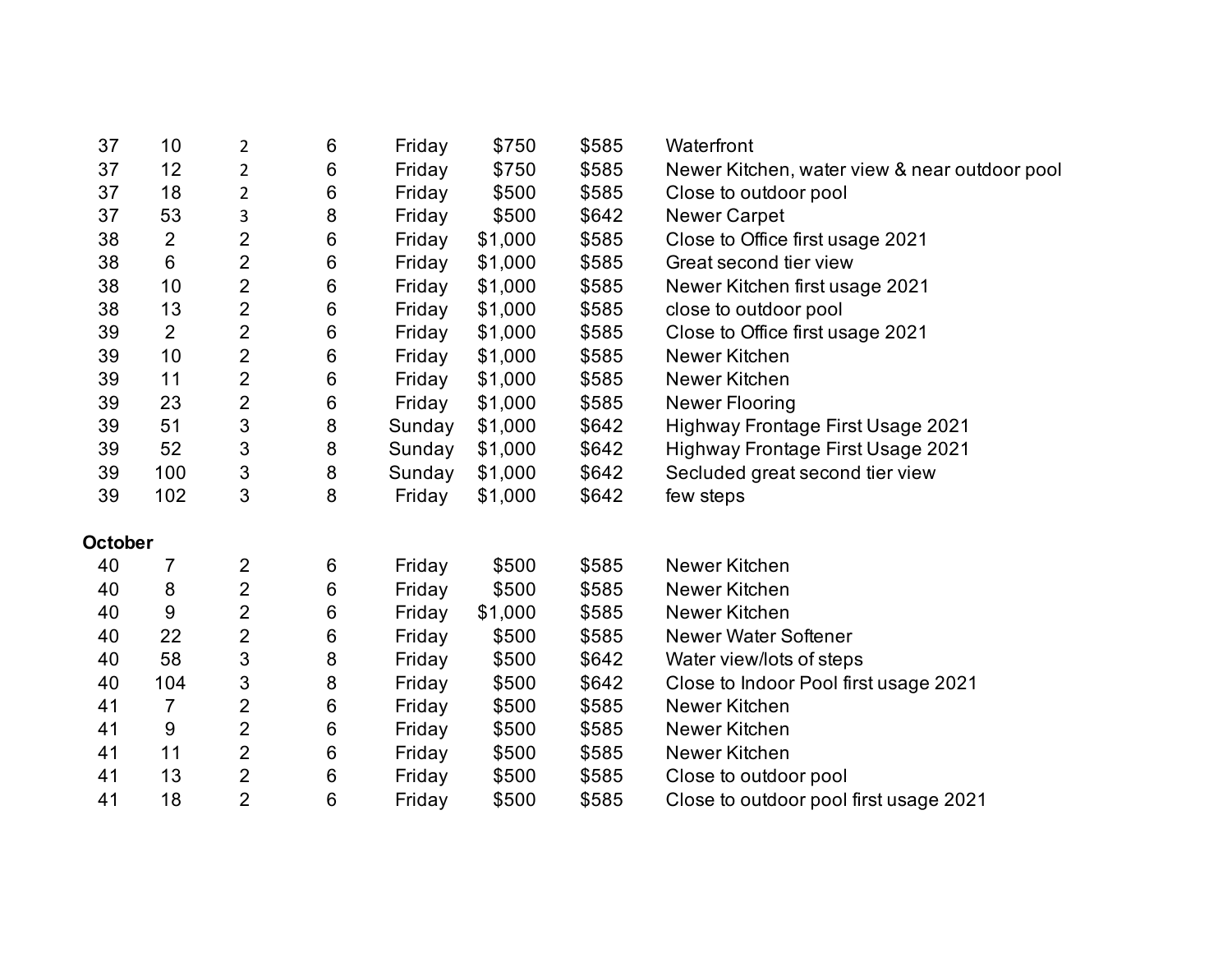| | | | | | | | |
|---|---|---|---|---|---|---|---|
| 37 | 10 | 2 | 6 | Friday | $750 | $585 | Waterfront |
| 37 | 12 | 2 | 6 | Friday | $750 | $585 | Newer Kitchen, water view & near outdoor pool |
| 37 | 18 | 2 | 6 | Friday | $500 | $585 | Close to outdoor pool |
| 37 | 53 | 3 | 8 | Friday | $500 | $642 | Newer Carpet |
| 38 | 2 | 2 | 6 | Friday | $1,000 | $585 | Close to Office first usage 2021 |
| 38 | 6 | 2 | 6 | Friday | $1,000 | $585 | Great second tier view |
| 38 | 10 | 2 | 6 | Friday | $1,000 | $585 | Newer Kitchen first usage 2021 |
| 38 | 13 | 2 | 6 | Friday | $1,000 | $585 | close to outdoor pool |
| 39 | 2 | 2 | 6 | Friday | $1,000 | $585 | Close to Office first usage 2021 |
| 39 | 10 | 2 | 6 | Friday | $1,000 | $585 | Newer Kitchen |
| 39 | 11 | 2 | 6 | Friday | $1,000 | $585 | Newer Kitchen |
| 39 | 23 | 2 | 6 | Friday | $1,000 | $585 | Newer Flooring |
| 39 | 51 | 3 | 8 | Sunday | $1,000 | $642 | Highway Frontage First Usage 2021 |
| 39 | 52 | 3 | 8 | Sunday | $1,000 | $642 | Highway Frontage First Usage 2021 |
| 39 | 100 | 3 | 8 | Sunday | $1,000 | $642 | Secluded great second tier view |
| 39 | 102 | 3 | 8 | Friday | $1,000 | $642 | few steps |
| **October** | | | | | | | |
| 40 | 7 | 2 | 6 | Friday | $500 | $585 | Newer Kitchen |
| 40 | 8 | 2 | 6 | Friday | $500 | $585 | Newer Kitchen |
| 40 | 9 | 2 | 6 | Friday | $1,000 | $585 | Newer Kitchen |
| 40 | 22 | 2 | 6 | Friday | $500 | $585 | Newer Water Softener |
| 40 | 58 | 3 | 8 | Friday | $500 | $642 | Water view/lots of steps |
| 40 | 104 | 3 | 8 | Friday | $500 | $642 | Close to Indoor Pool first usage 2021 |
| 41 | 7 | 2 | 6 | Friday | $500 | $585 | Newer Kitchen |
| 41 | 9 | 2 | 6 | Friday | $500 | $585 | Newer Kitchen |
| 41 | 11 | 2 | 6 | Friday | $500 | $585 | Newer Kitchen |
| 41 | 13 | 2 | 6 | Friday | $500 | $585 | Close to outdoor pool |
| 41 | 18 | 2 | 6 | Friday | $500 | $585 | Close to outdoor pool first usage 2021 |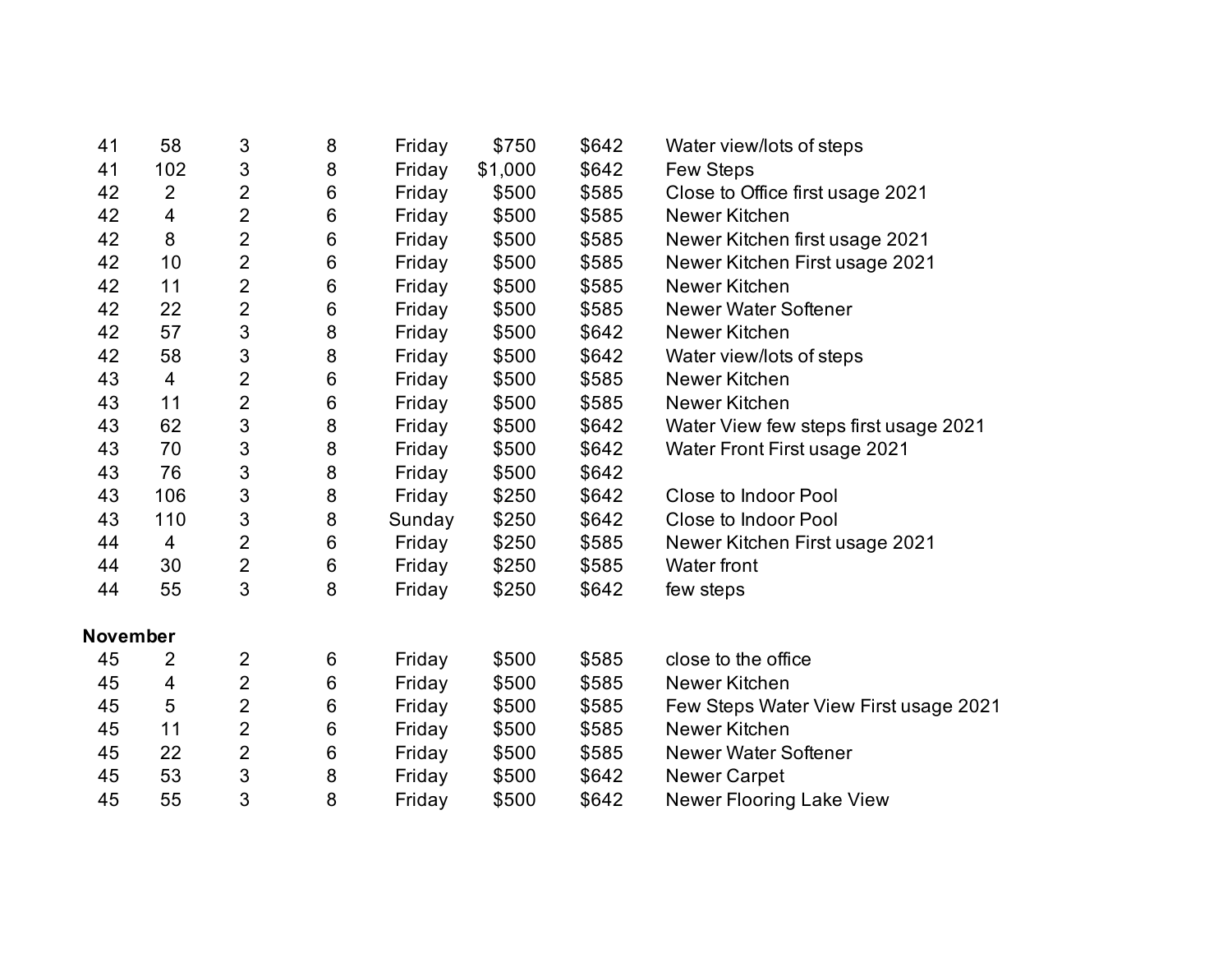| | | | | | | | |
|---|---|---|---|---|---|---|---|
| 41 | 58 | 3 | 8 | Friday | $750 | $642 | Water view/lots of steps |
| 41 | 102 | 3 | 8 | Friday | $1,000 | $642 | Few Steps |
| 42 | 2 | 2 | 6 | Friday | $500 | $585 | Close to Office first usage 2021 |
| 42 | 4 | 2 | 6 | Friday | $500 | $585 | Newer Kitchen |
| 42 | 8 | 2 | 6 | Friday | $500 | $585 | Newer Kitchen first usage 2021 |
| 42 | 10 | 2 | 6 | Friday | $500 | $585 | Newer Kitchen First usage 2021 |
| 42 | 11 | 2 | 6 | Friday | $500 | $585 | Newer Kitchen |
| 42 | 22 | 2 | 6 | Friday | $500 | $585 | Newer Water Softener |
| 42 | 57 | 3 | 8 | Friday | $500 | $642 | Newer Kitchen |
| 42 | 58 | 3 | 8 | Friday | $500 | $642 | Water view/lots of steps |
| 43 | 4 | 2 | 6 | Friday | $500 | $585 | Newer Kitchen |
| 43 | 11 | 2 | 6 | Friday | $500 | $585 | Newer Kitchen |
| 43 | 62 | 3 | 8 | Friday | $500 | $642 | Water View few steps first usage 2021 |
| 43 | 70 | 3 | 8 | Friday | $500 | $642 | Water Front First usage 2021 |
| 43 | 76 | 3 | 8 | Friday | $500 | $642 | |
| 43 | 106 | 3 | 8 | Friday | $250 | $642 | Close to Indoor Pool |
| 43 | 110 | 3 | 8 | Sunday | $250 | $642 | Close to Indoor Pool |
| 44 | 4 | 2 | 6 | Friday | $250 | $585 | Newer Kitchen First usage 2021 |
| 44 | 30 | 2 | 6 | Friday | $250 | $585 | Water front |
| 44 | 55 | 3 | 8 | Friday | $250 | $642 | few steps |
| **November** | | | | | | | |
| 45 | 2 | 2 | 6 | Friday | $500 | $585 | close to the office |
| 45 | 4 | 2 | 6 | Friday | $500 | $585 | Newer Kitchen |
| 45 | 5 | 2 | 6 | Friday | $500 | $585 | Few Steps Water View First usage 2021 |
| 45 | 11 | 2 | 6 | Friday | $500 | $585 | Newer Kitchen |
| 45 | 22 | 2 | 6 | Friday | $500 | $585 | Newer Water Softener |
| 45 | 53 | 3 | 8 | Friday | $500 | $642 | Newer Carpet |
| 45 | 55 | 3 | 8 | Friday | $500 | $642 | Newer Flooring Lake View |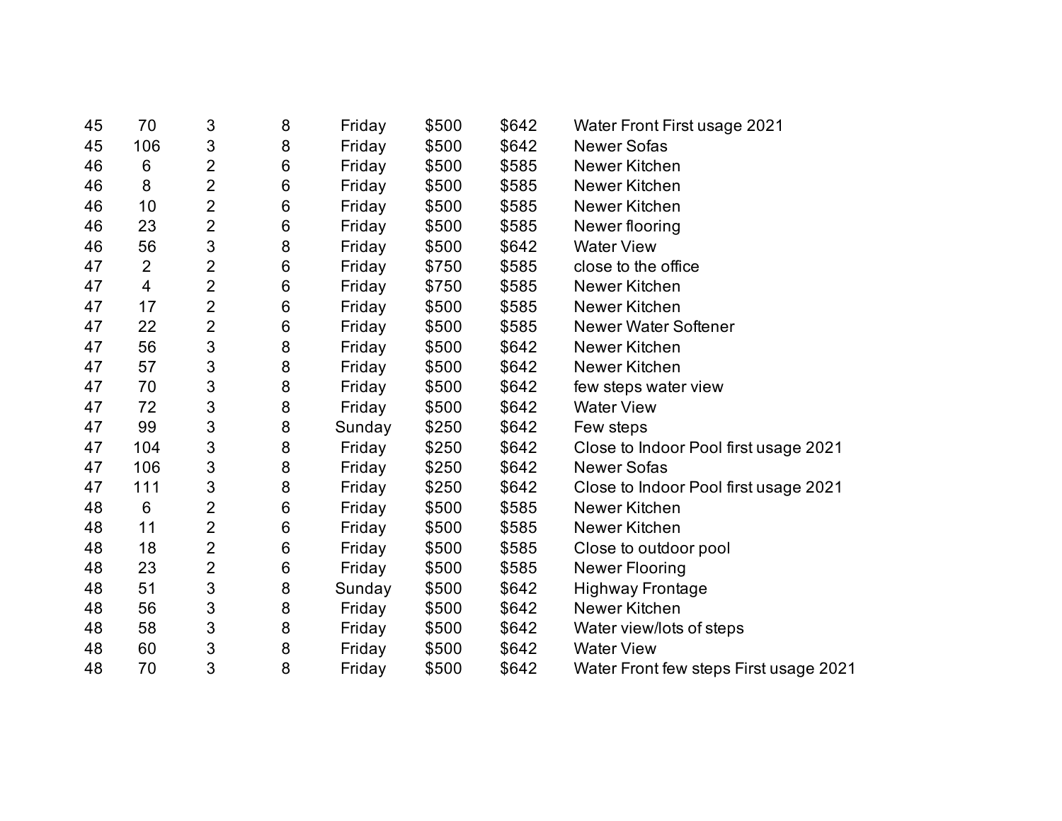| | | | | | | | |
|---|---|---|---|---|---|---|---|
| 45 | 70 | 3 | 8 | Friday | $500 | $642 | Water Front First usage 2021 |
| 45 | 106 | 3 | 8 | Friday | $500 | $642 | Newer Sofas |
| 46 | 6 | 2 | 6 | Friday | $500 | $585 | Newer Kitchen |
| 46 | 8 | 2 | 6 | Friday | $500 | $585 | Newer Kitchen |
| 46 | 10 | 2 | 6 | Friday | $500 | $585 | Newer Kitchen |
| 46 | 23 | 2 | 6 | Friday | $500 | $585 | Newer flooring |
| 46 | 56 | 3 | 8 | Friday | $500 | $642 | Water View |
| 47 | 2 | 2 | 6 | Friday | $750 | $585 | close to the office |
| 47 | 4 | 2 | 6 | Friday | $750 | $585 | Newer Kitchen |
| 47 | 17 | 2 | 6 | Friday | $500 | $585 | Newer Kitchen |
| 47 | 22 | 2 | 6 | Friday | $500 | $585 | Newer Water Softener |
| 47 | 56 | 3 | 8 | Friday | $500 | $642 | Newer Kitchen |
| 47 | 57 | 3 | 8 | Friday | $500 | $642 | Newer Kitchen |
| 47 | 70 | 3 | 8 | Friday | $500 | $642 | few steps water view |
| 47 | 72 | 3 | 8 | Friday | $500 | $642 | Water View |
| 47 | 99 | 3 | 8 | Sunday | $250 | $642 | Few steps |
| 47 | 104 | 3 | 8 | Friday | $250 | $642 | Close to Indoor Pool first usage 2021 |
| 47 | 106 | 3 | 8 | Friday | $250 | $642 | Newer Sofas |
| 47 | 111 | 3 | 8 | Friday | $250 | $642 | Close to Indoor Pool first usage 2021 |
| 48 | 6 | 2 | 6 | Friday | $500 | $585 | Newer Kitchen |
| 48 | 11 | 2 | 6 | Friday | $500 | $585 | Newer Kitchen |
| 48 | 18 | 2 | 6 | Friday | $500 | $585 | Close to outdoor pool |
| 48 | 23 | 2 | 6 | Friday | $500 | $585 | Newer Flooring |
| 48 | 51 | 3 | 8 | Sunday | $500 | $642 | Highway Frontage |
| 48 | 56 | 3 | 8 | Friday | $500 | $642 | Newer Kitchen |
| 48 | 58 | 3 | 8 | Friday | $500 | $642 | Water view/lots of steps |
| 48 | 60 | 3 | 8 | Friday | $500 | $642 | Water View |
| 48 | 70 | 3 | 8 | Friday | $500 | $642 | Water Front few steps First usage 2021 |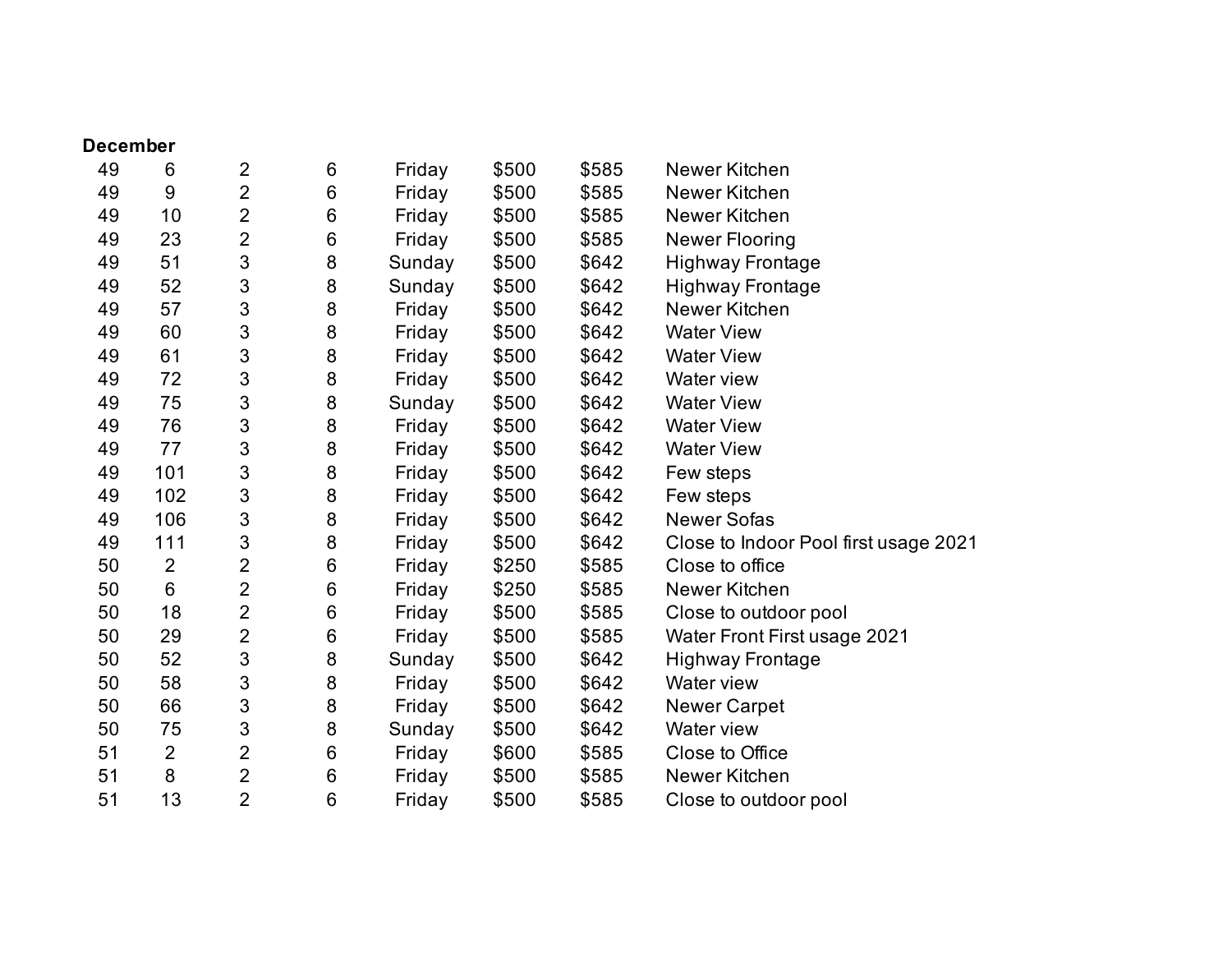**December**

| | | | | | | | |
|---|---|---|---|---|---|---|---|
| 49 | 6 | 2 | 6 | Friday | $500 | $585 | Newer Kitchen |
| 49 | 9 | 2 | 6 | Friday | $500 | $585 | Newer Kitchen |
| 49 | 10 | 2 | 6 | Friday | $500 | $585 | Newer Kitchen |
| 49 | 23 | 2 | 6 | Friday | $500 | $585 | Newer Flooring |
| 49 | 51 | 3 | 8 | Sunday | $500 | $642 | Highway Frontage |
| 49 | 52 | 3 | 8 | Sunday | $500 | $642 | Highway Frontage |
| 49 | 57 | 3 | 8 | Friday | $500 | $642 | Newer Kitchen |
| 49 | 60 | 3 | 8 | Friday | $500 | $642 | Water View |
| 49 | 61 | 3 | 8 | Friday | $500 | $642 | Water View |
| 49 | 72 | 3 | 8 | Friday | $500 | $642 | Water view |
| 49 | 75 | 3 | 8 | Sunday | $500 | $642 | Water View |
| 49 | 76 | 3 | 8 | Friday | $500 | $642 | Water View |
| 49 | 77 | 3 | 8 | Friday | $500 | $642 | Water View |
| 49 | 101 | 3 | 8 | Friday | $500 | $642 | Few steps |
| 49 | 102 | 3 | 8 | Friday | $500 | $642 | Few steps |
| 49 | 106 | 3 | 8 | Friday | $500 | $642 | Newer Sofas |
| 49 | 111 | 3 | 8 | Friday | $500 | $642 | Close to Indoor Pool first usage 2021 |
| 50 | 2 | 2 | 6 | Friday | $250 | $585 | Close to office |
| 50 | 6 | 2 | 6 | Friday | $250 | $585 | Newer Kitchen |
| 50 | 18 | 2 | 6 | Friday | $500 | $585 | Close to outdoor pool |
| 50 | 29 | 2 | 6 | Friday | $500 | $585 | Water Front First usage 2021 |
| 50 | 52 | 3 | 8 | Sunday | $500 | $642 | Highway Frontage |
| 50 | 58 | 3 | 8 | Friday | $500 | $642 | Water view |
| 50 | 66 | 3 | 8 | Friday | $500 | $642 | Newer Carpet |
| 50 | 75 | 3 | 8 | Sunday | $500 | $642 | Water view |
| 51 | 2 | 2 | 6 | Friday | $600 | $585 | Close to Office |
| 51 | 8 | 2 | 6 | Friday | $500 | $585 | Newer Kitchen |
| 51 | 13 | 2 | 6 | Friday | $500 | $585 | Close to outdoor pool |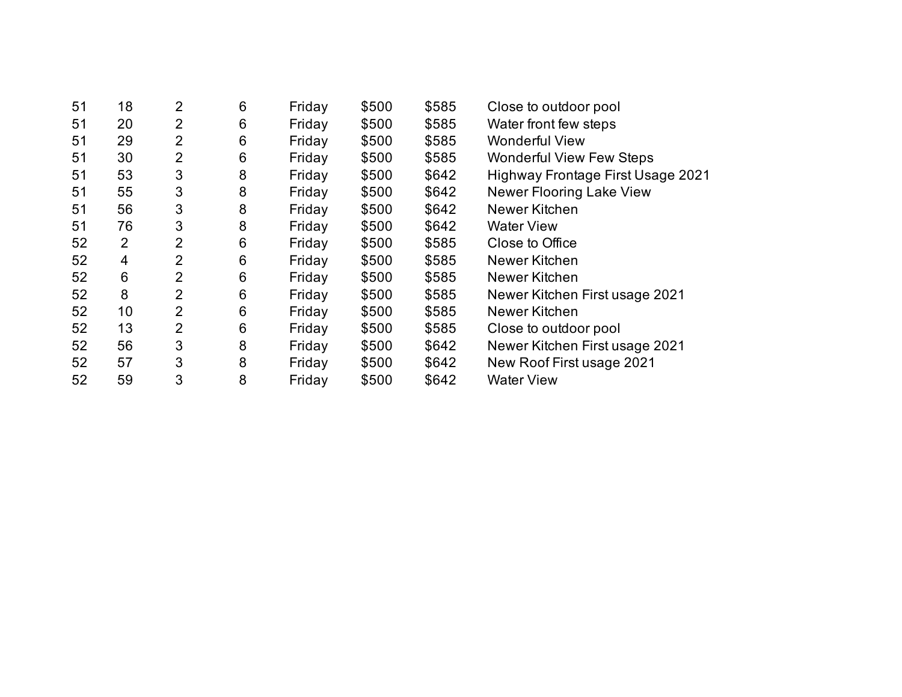| | | | | | | | |
|---|---|---|---|---|---|---|---|
| 51 | 18 | 2 | 6 | Friday | $500 | $585 | Close to outdoor pool |
| 51 | 20 | 2 | 6 | Friday | $500 | $585 | Water front few steps |
| 51 | 29 | 2 | 6 | Friday | $500 | $585 | Wonderful View |
| 51 | 30 | 2 | 6 | Friday | $500 | $585 | Wonderful View Few Steps |
| 51 | 53 | 3 | 8 | Friday | $500 | $642 | Highway Frontage First Usage 2021 |
| 51 | 55 | 3 | 8 | Friday | $500 | $642 | Newer Flooring Lake View |
| 51 | 56 | 3 | 8 | Friday | $500 | $642 | Newer Kitchen |
| 51 | 76 | 3 | 8 | Friday | $500 | $642 | Water View |
| 52 | 2 | 2 | 6 | Friday | $500 | $585 | Close to Office |
| 52 | 4 | 2 | 6 | Friday | $500 | $585 | Newer Kitchen |
| 52 | 6 | 2 | 6 | Friday | $500 | $585 | Newer Kitchen |
| 52 | 8 | 2 | 6 | Friday | $500 | $585 | Newer Kitchen First usage 2021 |
| 52 | 10 | 2 | 6 | Friday | $500 | $585 | Newer Kitchen |
| 52 | 13 | 2 | 6 | Friday | $500 | $585 | Close to outdoor pool |
| 52 | 56 | 3 | 8 | Friday | $500 | $642 | Newer Kitchen First usage 2021 |
| 52 | 57 | 3 | 8 | Friday | $500 | $642 | New Roof First usage 2021 |
| 52 | 59 | 3 | 8 | Friday | $500 | $642 | Water View |